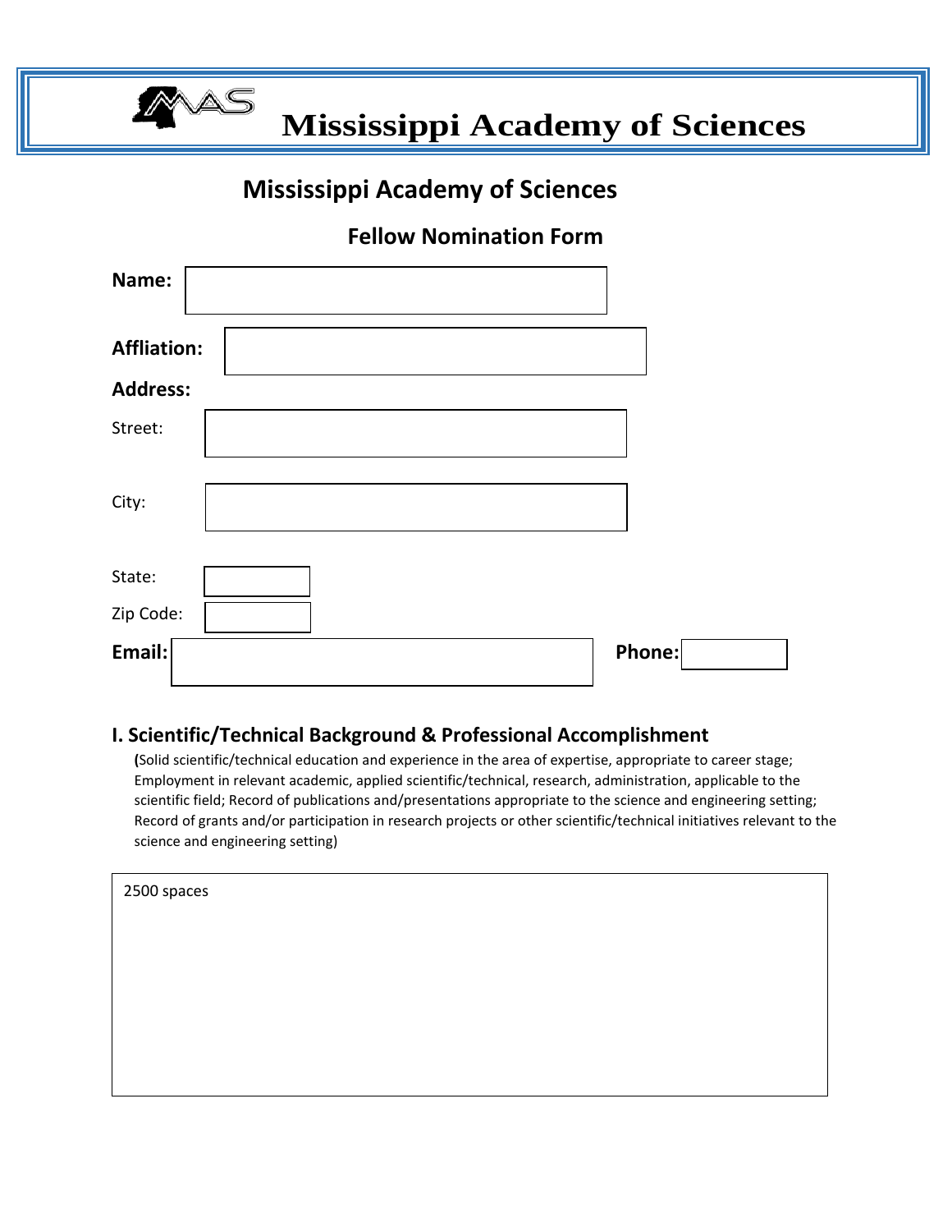# Mississippi Academy of Sciences

## Mississippi Academy of Sciences

### Fellow Nomination Form

**Name:**

**Affliation:**

**Address:**

Street:

City:

State:

Zip Code:

**Email:** **Phone:**

### I. Scientific/Technical Background & Professional Accomplishment

(Solid scientific/technical education and experience in the area of expertise, appropriate to career stage; Employment in relevant academic, applied scientific/technical, research, administration, applicable to the scientific field; Record of publications and/presentations appropriate to the science and engineering setting; Record of grants and/or participation in research projects or other scientific/technical initiatives relevant to the science and engineering setting)

2500 spaces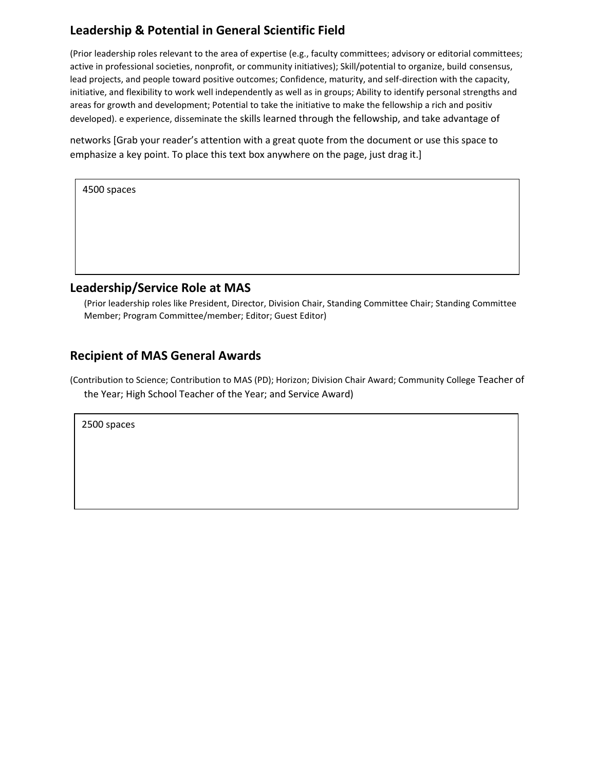## Leadership & Potential in General Scientific Field

(Prior leadership roles relevant to the area of expertise (e.g., faculty committees; advisory or editorial committees; active in professional societies, nonprofit, or community initiatives); Skill/potential to organize, build consensus, lead projects, and people toward positive outcomes; Confidence, maturity, and self-direction with the capacity, initiative, and flexibility to work well independently as well as in groups; Ability to identify personal strengths and areas for growth and development; Potential to take the initiative to make the fellowship a rich and positiv developed). e experience, disseminate the skills learned through the fellowship, and take advantage of

networks [Grab your reader's attention with a great quote from the document or use this space to emphasize a key point. To place this text box anywhere on the page, just drag it.]

4500 spaces

## Leadership/Service Role at MAS

(Prior leadership roles like President, Director, Division Chair, Standing Committee Chair; Standing Committee Member; Program Committee/member; Editor; Guest Editor)

## Recipient of MAS General Awards

(Contribution to Science; Contribution to MAS (PD); Horizon; Division Chair Award; Community College Teacher of the Year; High School Teacher of the Year; and Service Award)

2500 spaces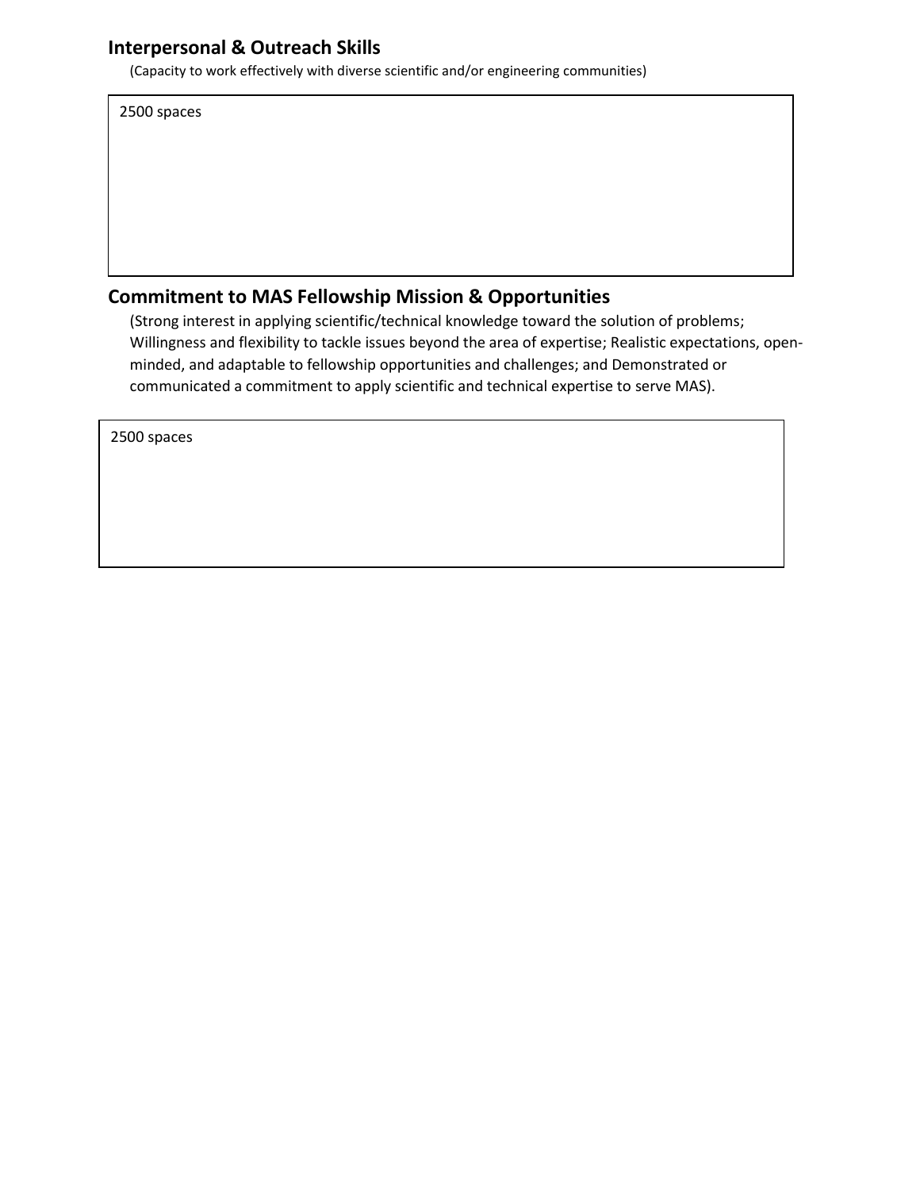## Interpersonal & Outreach Skills

(Capacity to work effectively with diverse scientific and/or engineering communities)

| |
|---|
| 2500 spaces |

## Commitment to MAS Fellowship Mission & Opportunities

(Strong interest in applying scientific/technical knowledge toward the solution of problems; Willingness and flexibility to tackle issues beyond the area of expertise; Realistic expectations, open-minded, and adaptable to fellowship opportunities and challenges; and Demonstrated or communicated a commitment to apply scientific and technical expertise to serve MAS).

| |
|---|
| 2500 spaces |